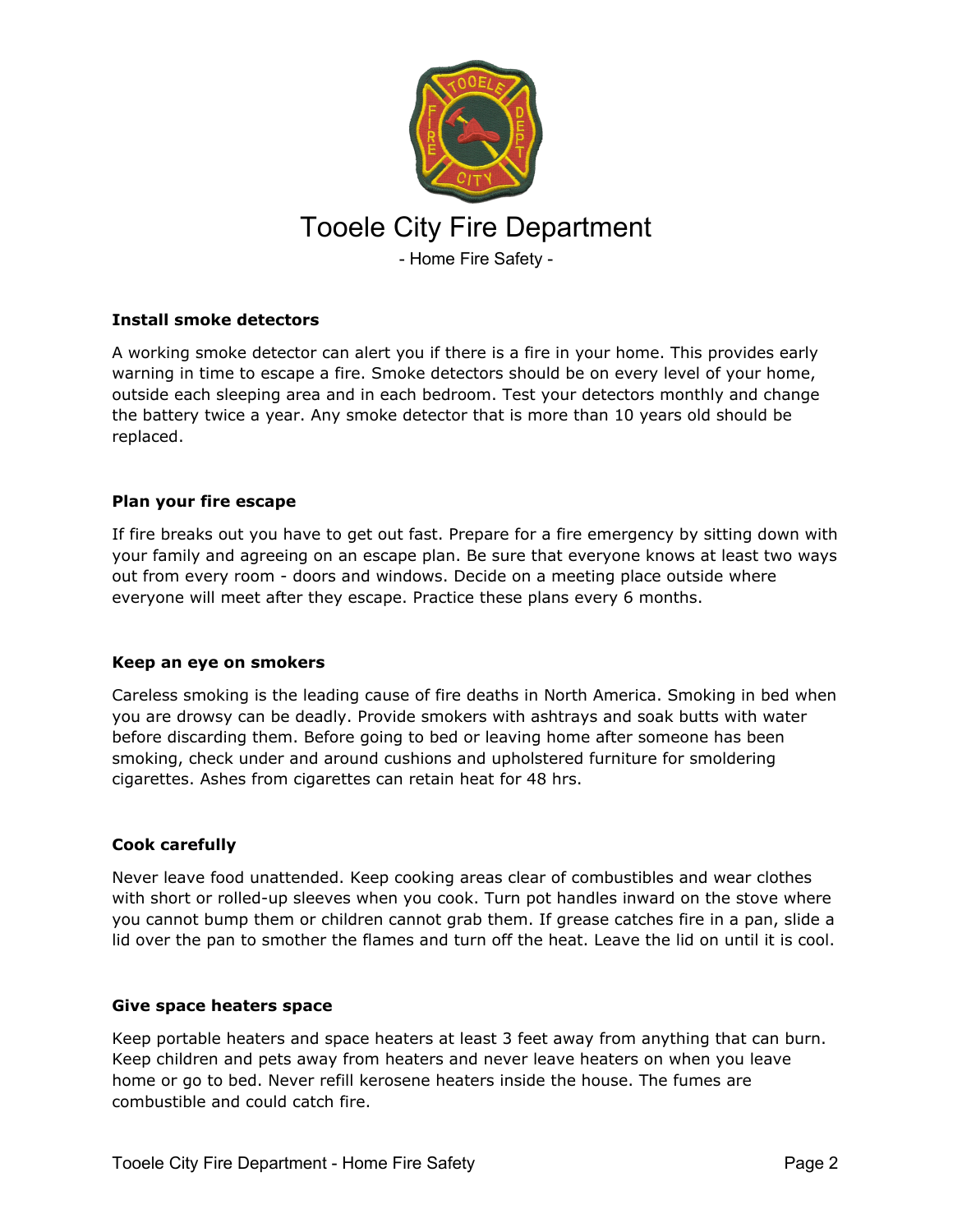# Tooele City Fire Department

- Home Fire Safety -

**Install smoke detectors**

A working smoke detector can alert you if there is a fire in your home. This provides early warning in time to escape a fire. Smoke detectors should be on every level of your home, outside each sleeping area and in each bedroom. Test your detectors monthly and change the battery twice a year. Any smoke detector that is more than 10 years old should be replaced.

**Plan your fire escape**

If fire breaks out you have to get out fast. Prepare for a fire emergency by sitting down with your family and agreeing on an escape plan. Be sure that everyone knows at least two ways out from every room - doors and windows. Decide on a meeting place outside where everyone will meet after they escape. Practice these plans every 6 months.

**Keep an eye on smokers**

Careless smoking is the leading cause of fire deaths in North America. Smoking in bed when you are drowsy can be deadly. Provide smokers with ashtrays and soak butts with water before discarding them. Before going to bed or leaving home after someone has been smoking, check under and around cushions and upholstered furniture for smoldering cigarettes. Ashes from cigarettes can retain heat for 48 hrs.

**Cook carefully**

Never leave food unattended. Keep cooking areas clear of combustibles and wear clothes with short or rolled-up sleeves when you cook. Turn pot handles inward on the stove where you cannot bump them or children cannot grab them. If grease catches fire in a pan, slide a lid over the pan to smother the flames and turn off the heat. Leave the lid on until it is cool.

**Give space heaters space**

Keep portable heaters and space heaters at least 3 feet away from anything that can burn. Keep children and pets away from heaters and never leave heaters on when you leave home or go to bed. Never refill kerosene heaters inside the house. The fumes are combustible and could catch fire.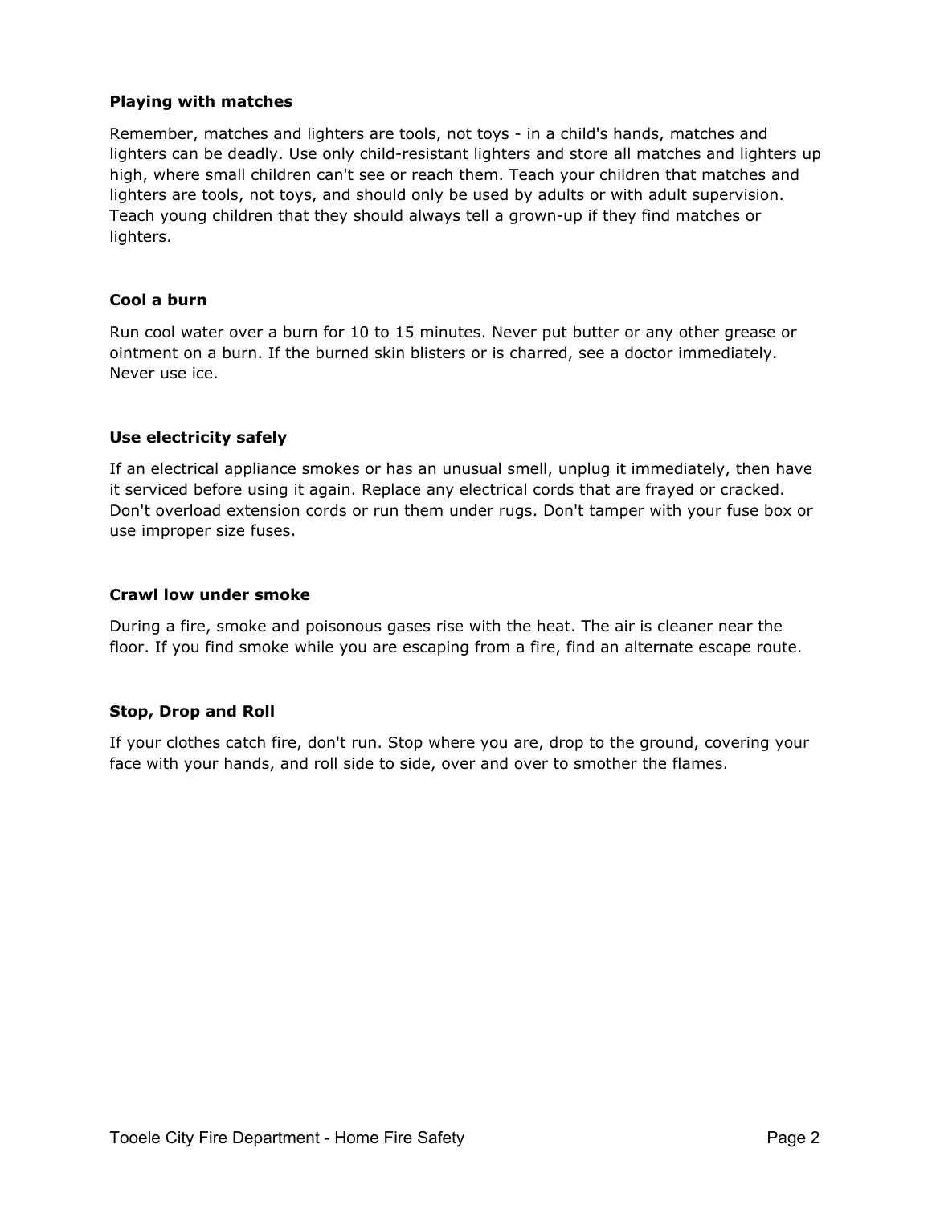**Playing with matches**

Remember, matches and lighters are tools, not toys - in a child's hands, matches and lighters can be deadly. Use only child-resistant lighters and store all matches and lighters up high, where small children can't see or reach them. Teach your children that matches and lighters are tools, not toys, and should only be used by adults or with adult supervision. Teach young children that they should always tell a grown-up if they find matches or lighters.

**Cool a burn**

Run cool water over a burn for 10 to 15 minutes. Never put butter or any other grease or ointment on a burn. If the burned skin blisters or is charred, see a doctor immediately. Never use ice.

**Use electricity safely**

If an electrical appliance smokes or has an unusual smell, unplug it immediately, then have it serviced before using it again. Replace any electrical cords that are frayed or cracked. Don't overload extension cords or run them under rugs. Don't tamper with your fuse box or use improper size fuses.

**Crawl low under smoke**

During a fire, smoke and poisonous gases rise with the heat. The air is cleaner near the floor. If you find smoke while you are escaping from a fire, find an alternate escape route.

**Stop, Drop and Roll**

If your clothes catch fire, don't run. Stop where you are, drop to the ground, covering your face with your hands, and roll side to side, over and over to smother the flames.